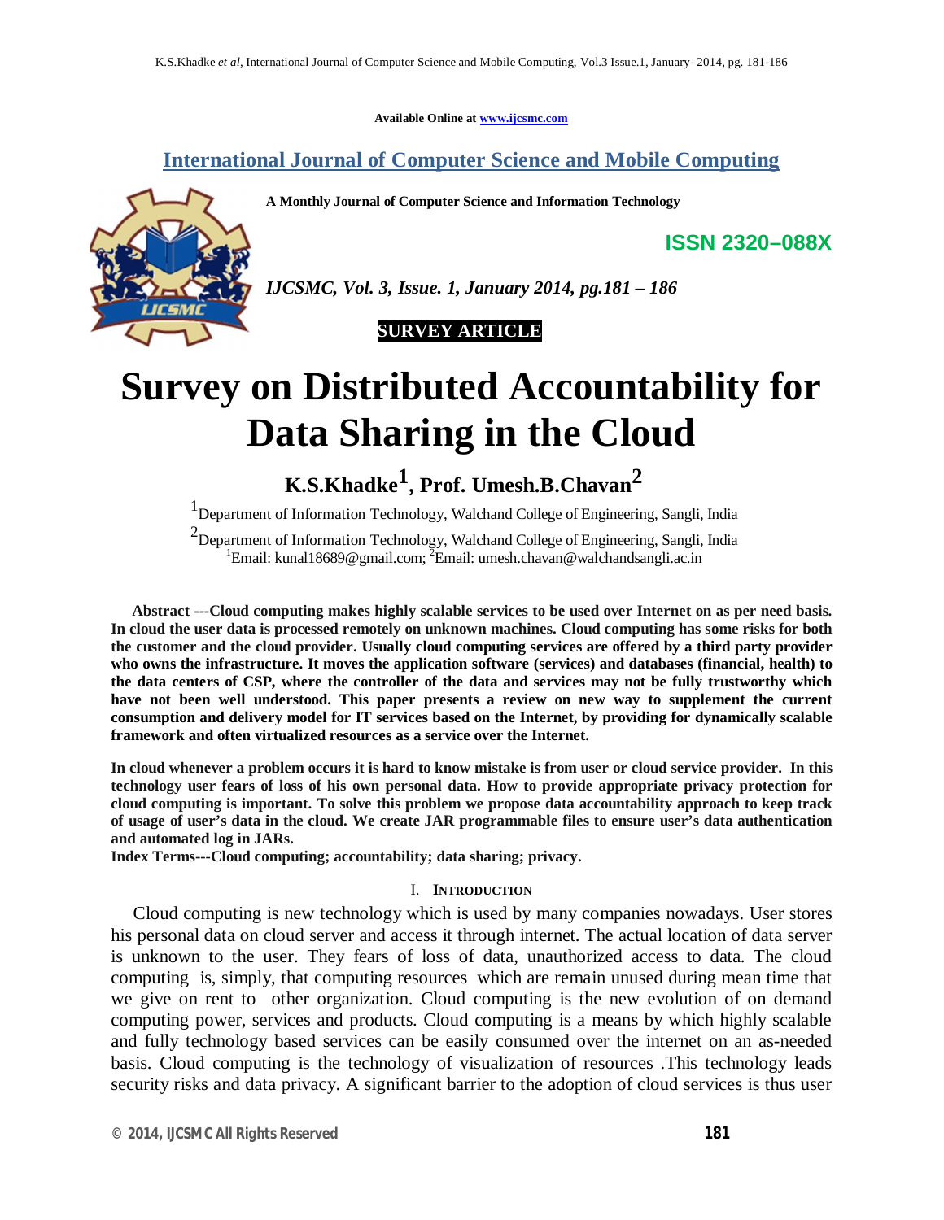Available Online at www.ijcsmc.com

# International Journal of Computer Science and Mobile Computing

**A Monthly Journal of Computer Science and Information Technology**

**ISSN 2320–088X**

***IJCSMC, Vol. 3, Issue. 1, January 2014, pg.181 – 186***

**SURVEY ARTICLE**

# Survey on Distributed Accountability for Data Sharing in the Cloud

**K.S.Khadke[1], Prof. Umesh.B.Chavan[2]**

[1]Department of Information Technology, Walchand College of Engineering, Sangli, India

[2]Department of Information Technology, Walchand College of Engineering, Sangli, India

[1]Email: kunal18689@gmail.com; [2]Email: umesh.chavan@walchandsangli.ac.in

**Abstract ---Cloud computing makes highly scalable services to be used over Internet on as per need basis. In cloud the user data is processed remotely on unknown machines. Cloud computing has some risks for both the customer and the cloud provider. Usually cloud computing services are offered by a third party provider who owns the infrastructure. It moves the application software (services) and databases (financial, health) to the data centers of CSP, where the controller of the data and services may not be fully trustworthy which have not been well understood. This paper presents a review on new way to supplement the current consumption and delivery model for IT services based on the Internet, by providing for dynamically scalable framework and often virtualized resources as a service over the Internet.**

**In cloud whenever a problem occurs it is hard to know mistake is from user or cloud service provider. In this technology user fears of loss of his own personal data. How to provide appropriate privacy protection for cloud computing is important. To solve this problem we propose data accountability approach to keep track of usage of user's data in the cloud. We create JAR programmable files to ensure user's data authentication and automated log in JARs.**

**Index Terms---Cloud computing; accountability; data sharing; privacy.**

## I. Introduction

Cloud computing is new technology which is used by many companies nowadays. User stores his personal data on cloud server and access it through internet. The actual location of data server is unknown to the user. They fears of loss of data, unauthorized access to data. The cloud computing is, simply, that computing resources which are remain unused during mean time that we give on rent to other organization. Cloud computing is the new evolution of on demand computing power, services and products. Cloud computing is a means by which highly scalable and fully technology based services can be easily consumed over the internet on an as-needed basis. Cloud computing is the technology of visualization of resources .This technology leads security risks and data privacy. A significant barrier to the adoption of cloud services is thus user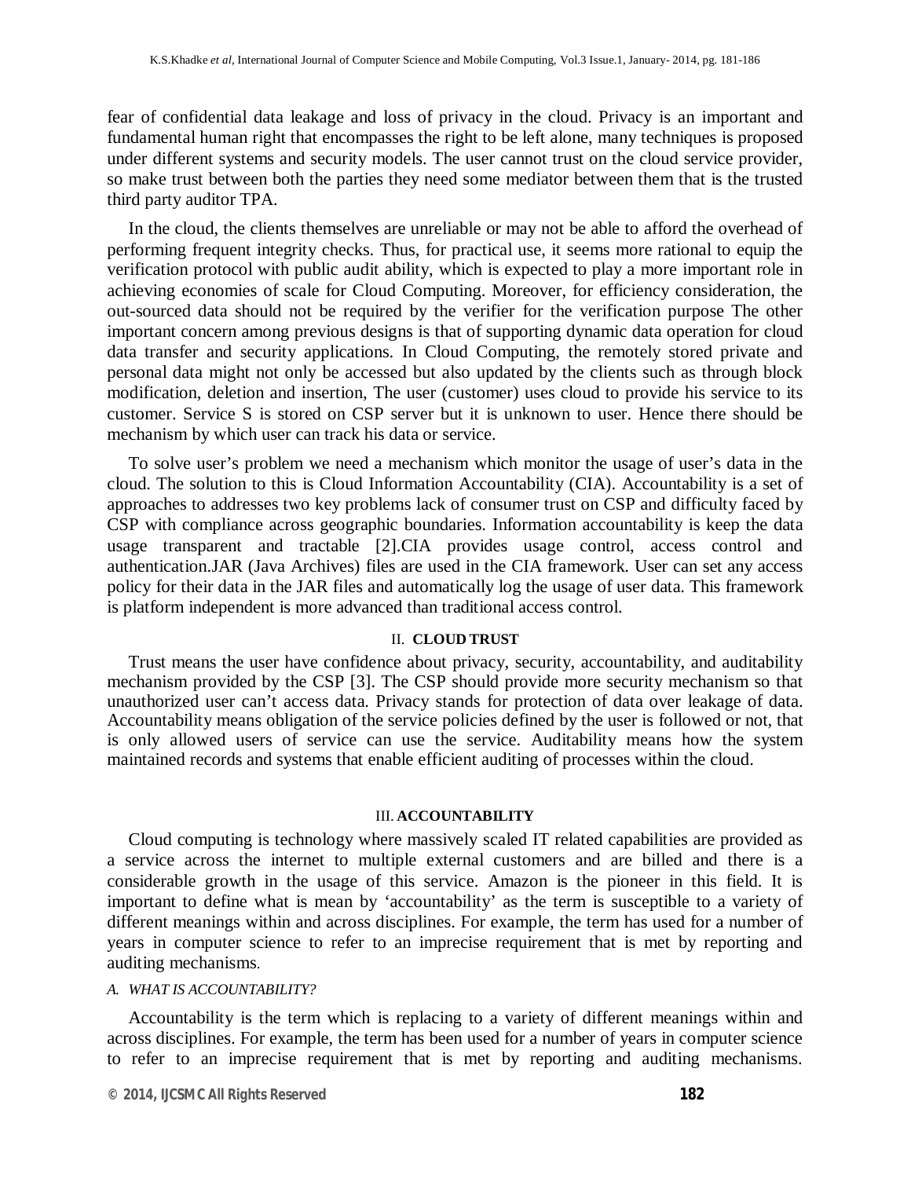fear of confidential data leakage and loss of privacy in the cloud. Privacy is an important and fundamental human right that encompasses the right to be left alone, many techniques is proposed under different systems and security models. The user cannot trust on the cloud service provider, so make trust between both the parties they need some mediator between them that is the trusted third party auditor TPA.

In the cloud, the clients themselves are unreliable or may not be able to afford the overhead of performing frequent integrity checks. Thus, for practical use, it seems more rational to equip the verification protocol with public audit ability, which is expected to play a more important role in achieving economies of scale for Cloud Computing. Moreover, for efficiency consideration, the out-sourced data should not be required by the verifier for the verification purpose The other important concern among previous designs is that of supporting dynamic data operation for cloud data transfer and security applications. In Cloud Computing, the remotely stored private and personal data might not only be accessed but also updated by the clients such as through block modification, deletion and insertion, The user (customer) uses cloud to provide his service to its customer. Service S is stored on CSP server but it is unknown to user. Hence there should be mechanism by which user can track his data or service.

To solve user's problem we need a mechanism which monitor the usage of user's data in the cloud. The solution to this is Cloud Information Accountability (CIA). Accountability is a set of approaches to addresses two key problems lack of consumer trust on CSP and difficulty faced by CSP with compliance across geographic boundaries. Information accountability is keep the data usage transparent and tractable [2].CIA provides usage control, access control and authentication.JAR (Java Archives) files are used in the CIA framework. User can set any access policy for their data in the JAR files and automatically log the usage of user data. This framework is platform independent is more advanced than traditional access control.

## II. CLOUD TRUST

Trust means the user have confidence about privacy, security, accountability, and auditability mechanism provided by the CSP [3]. The CSP should provide more security mechanism so that unauthorized user can't access data. Privacy stands for protection of data over leakage of data. Accountability means obligation of the service policies defined by the user is followed or not, that is only allowed users of service can use the service. Auditability means how the system maintained records and systems that enable efficient auditing of processes within the cloud.

## III. ACCOUNTABILITY

Cloud computing is technology where massively scaled IT related capabilities are provided as a service across the internet to multiple external customers and are billed and there is a considerable growth in the usage of this service. Amazon is the pioneer in this field. It is important to define what is mean by 'accountability' as the term is susceptible to a variety of different meanings within and across disciplines. For example, the term has used for a number of years in computer science to refer to an imprecise requirement that is met by reporting and auditing mechanisms.

### *A. WHAT IS ACCOUNTABILITY?*

Accountability is the term which is replacing to a variety of different meanings within and across disciplines. For example, the term has been used for a number of years in computer science to refer to an imprecise requirement that is met by reporting and auditing mechanisms.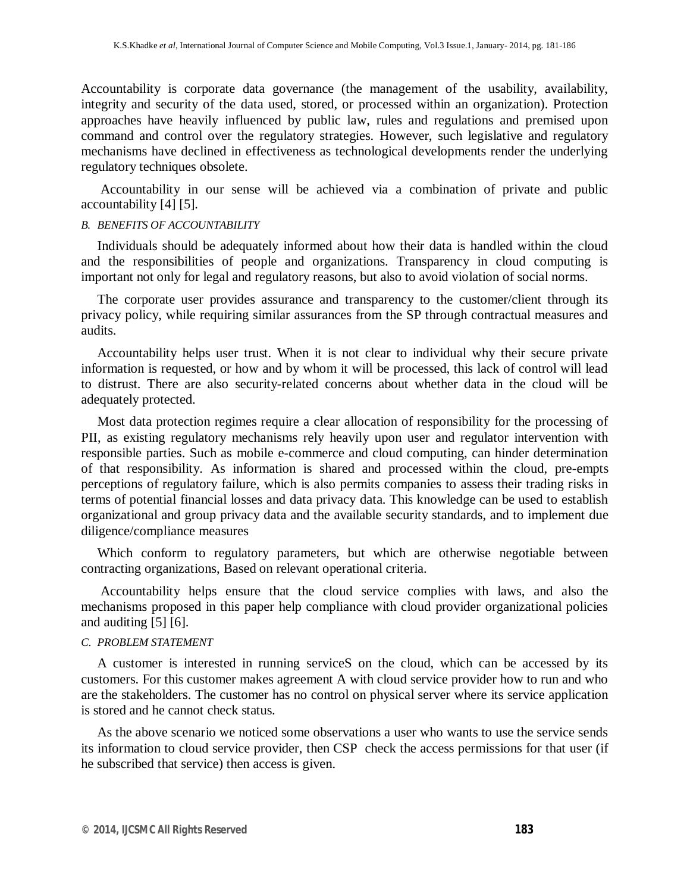Accountability is corporate data governance (the management of the usability, availability, integrity and security of the data used, stored, or processed within an organization). Protection approaches have heavily influenced by public law, rules and regulations and premised upon command and control over the regulatory strategies. However, such legislative and regulatory mechanisms have declined in effectiveness as technological developments render the underlying regulatory techniques obsolete.

Accountability in our sense will be achieved via a combination of private and public accountability [4] [5].

### *B. BENEFITS OF ACCOUNTABILITY*

Individuals should be adequately informed about how their data is handled within the cloud and the responsibilities of people and organizations. Transparency in cloud computing is important not only for legal and regulatory reasons, but also to avoid violation of social norms.

The corporate user provides assurance and transparency to the customer/client through its privacy policy, while requiring similar assurances from the SP through contractual measures and audits.

Accountability helps user trust. When it is not clear to individual why their secure private information is requested, or how and by whom it will be processed, this lack of control will lead to distrust. There are also security-related concerns about whether data in the cloud will be adequately protected.

Most data protection regimes require a clear allocation of responsibility for the processing of PII, as existing regulatory mechanisms rely heavily upon user and regulator intervention with responsible parties. Such as mobile e-commerce and cloud computing, can hinder determination of that responsibility. As information is shared and processed within the cloud, pre-empts perceptions of regulatory failure, which is also permits companies to assess their trading risks in terms of potential financial losses and data privacy data. This knowledge can be used to establish organizational and group privacy data and the available security standards, and to implement due diligence/compliance measures

Which conform to regulatory parameters, but which are otherwise negotiable between contracting organizations, Based on relevant operational criteria.

Accountability helps ensure that the cloud service complies with laws, and also the mechanisms proposed in this paper help compliance with cloud provider organizational policies and auditing [5] [6].

### *C. PROBLEM STATEMENT*

A customer is interested in running serviceS on the cloud, which can be accessed by its customers. For this customer makes agreement A with cloud service provider how to run and who are the stakeholders. The customer has no control on physical server where its service application is stored and he cannot check status.

As the above scenario we noticed some observations a user who wants to use the service sends its information to cloud service provider, then CSP check the access permissions for that user (if he subscribed that service) then access is given.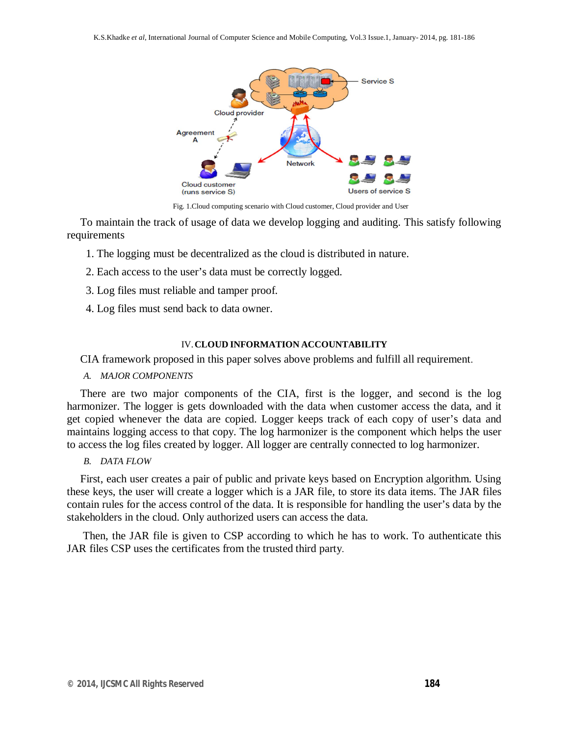Fig. 1.Cloud computing scenario with Cloud customer, Cloud provider and User

To maintain the track of usage of data we develop logging and auditing. This satisfy following requirements

1. The logging must be decentralized as the cloud is distributed in nature.
2. Each access to the user's data must be correctly logged.
3. Log files must reliable and tamper proof.
4. Log files must send back to data owner.

## IV. CLOUD INFORMATION ACCOUNTABILITY

CIA framework proposed in this paper solves above problems and fulfill all requirement.

### *A. MAJOR COMPONENTS*

There are two major components of the CIA, first is the logger, and second is the log harmonizer. The logger is gets downloaded with the data when customer access the data, and it get copied whenever the data are copied. Logger keeps track of each copy of user's data and maintains logging access to that copy. The log harmonizer is the component which helps the user to access the log files created by logger. All logger are centrally connected to log harmonizer.

### *B. DATA FLOW*

First, each user creates a pair of public and private keys based on Encryption algorithm. Using these keys, the user will create a logger which is a JAR file, to store its data items. The JAR files contain rules for the access control of the data. It is responsible for handling the user's data by the stakeholders in the cloud. Only authorized users can access the data.

Then, the JAR file is given to CSP according to which he has to work. To authenticate this JAR files CSP uses the certificates from the trusted third party.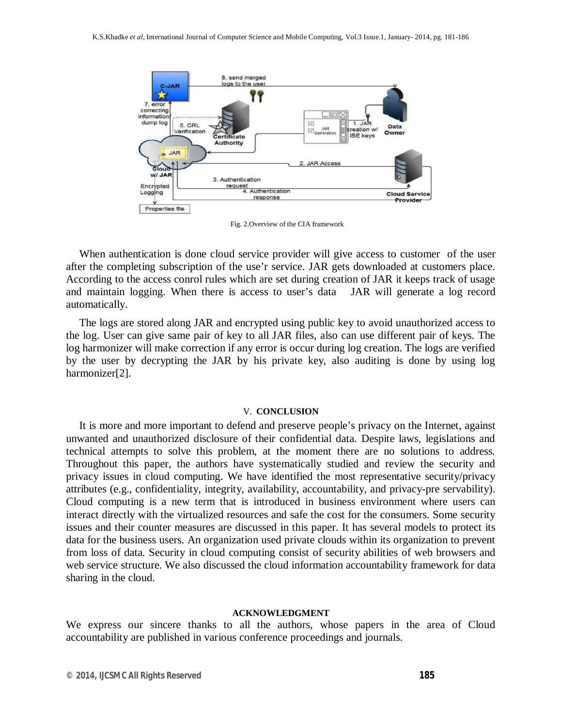Fig. 2.Overview of the CIA framework

When authentication is done cloud service provider will give access to customer of the user after the completing subscription of the use'r service. JAR gets downloaded at customers place. According to the access conrol rules which are set during creation of JAR it keeps track of usage and maintain logging. When there is access to user's data JAR will generate a log record automatically.

The logs are stored along JAR and encrypted using public key to avoid unauthorized access to the log. User can give same pair of key to all JAR files, also can use different pair of keys. The log harmonizer will make correction if any error is occur during log creation. The logs are verified by the user by decrypting the JAR by his private key, also auditing is done by using log harmonizer[2].

## V. CONCLUSION

It is more and more important to defend and preserve people's privacy on the Internet, against unwanted and unauthorized disclosure of their confidential data. Despite laws, legislations and technical attempts to solve this problem, at the moment there are no solutions to address. Throughout this paper, the authors have systematically studied and review the security and privacy issues in cloud computing. We have identified the most representative security/privacy attributes (e.g., confidentiality, integrity, availability, accountability, and privacy-pre servability). Cloud computing is a new term that is introduced in business environment where users can interact directly with the virtualized resources and safe the cost for the consumers. Some security issues and their counter measures are discussed in this paper. It has several models to protect its data for the business users. An organization used private clouds within its organization to prevent from loss of data. Security in cloud computing consist of security abilities of web browsers and web service structure. We also discussed the cloud information accountability framework for data sharing in the cloud.

## ACKNOWLEDGMENT

We express our sincere thanks to all the authors, whose papers in the area of Cloud accountability are published in various conference proceedings and journals.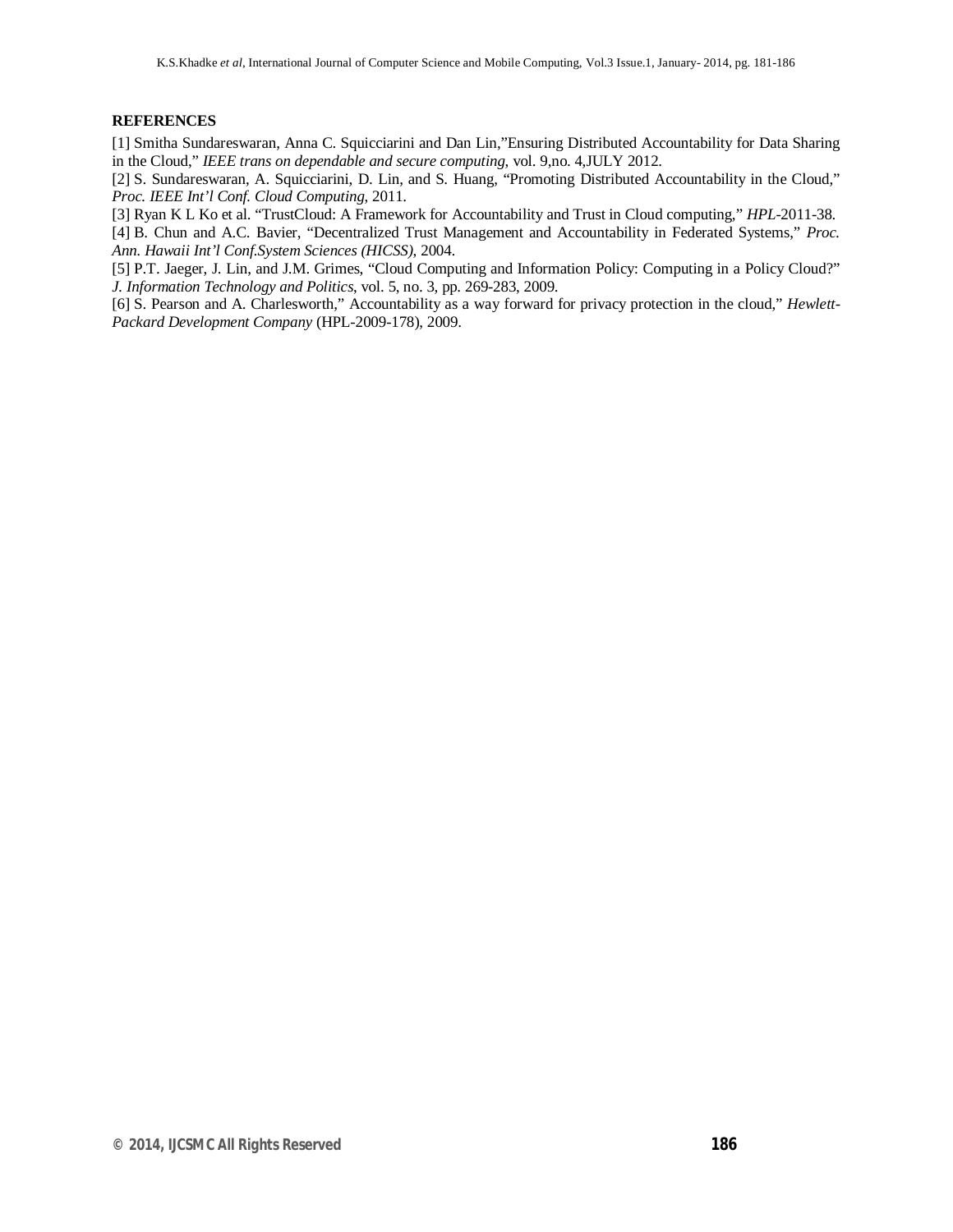**REFERENCES**

[1] Smitha Sundareswaran, Anna C. Squicciarini and Dan Lin,"Ensuring Distributed Accountability for Data Sharing in the Cloud," *IEEE trans on dependable and secure computing*, vol. 9,no. 4,JULY 2012.

[2] S. Sundareswaran, A. Squicciarini, D. Lin, and S. Huang, "Promoting Distributed Accountability in the Cloud," *Proc. IEEE Int'l Conf. Cloud Computing*, 2011.

[3] Ryan K L Ko et al. "TrustCloud: A Framework for Accountability and Trust in Cloud computing," *HPL*-2011-38.

[4] B. Chun and A.C. Bavier, "Decentralized Trust Management and Accountability in Federated Systems," *Proc. Ann. Hawaii Int'l Conf.System Sciences (HICSS)*, 2004.

[5] P.T. Jaeger, J. Lin, and J.M. Grimes, "Cloud Computing and Information Policy: Computing in a Policy Cloud?" *J. Information Technology and Politics*, vol. 5, no. 3, pp. 269-283, 2009.

[6] S. Pearson and A. Charlesworth," Accountability as a way forward for privacy protection in the cloud," *Hewlett-Packard Development Company* (HPL-2009-178), 2009.